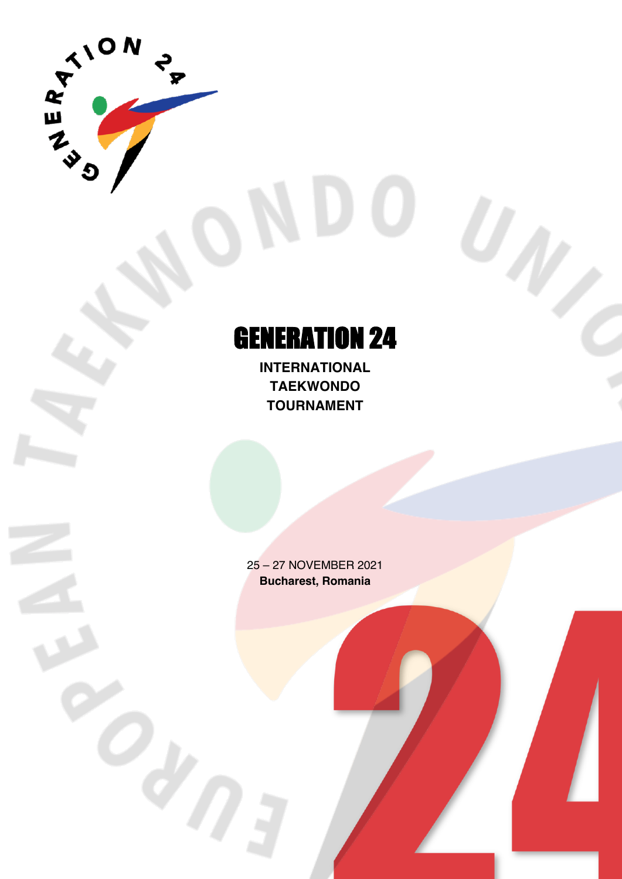# GENERATION 24

**INTERNATIONAL TAEKWONDO TOURNAMENT**

25 – 27 NOVEMBER 2021

**Bucharest, Romania**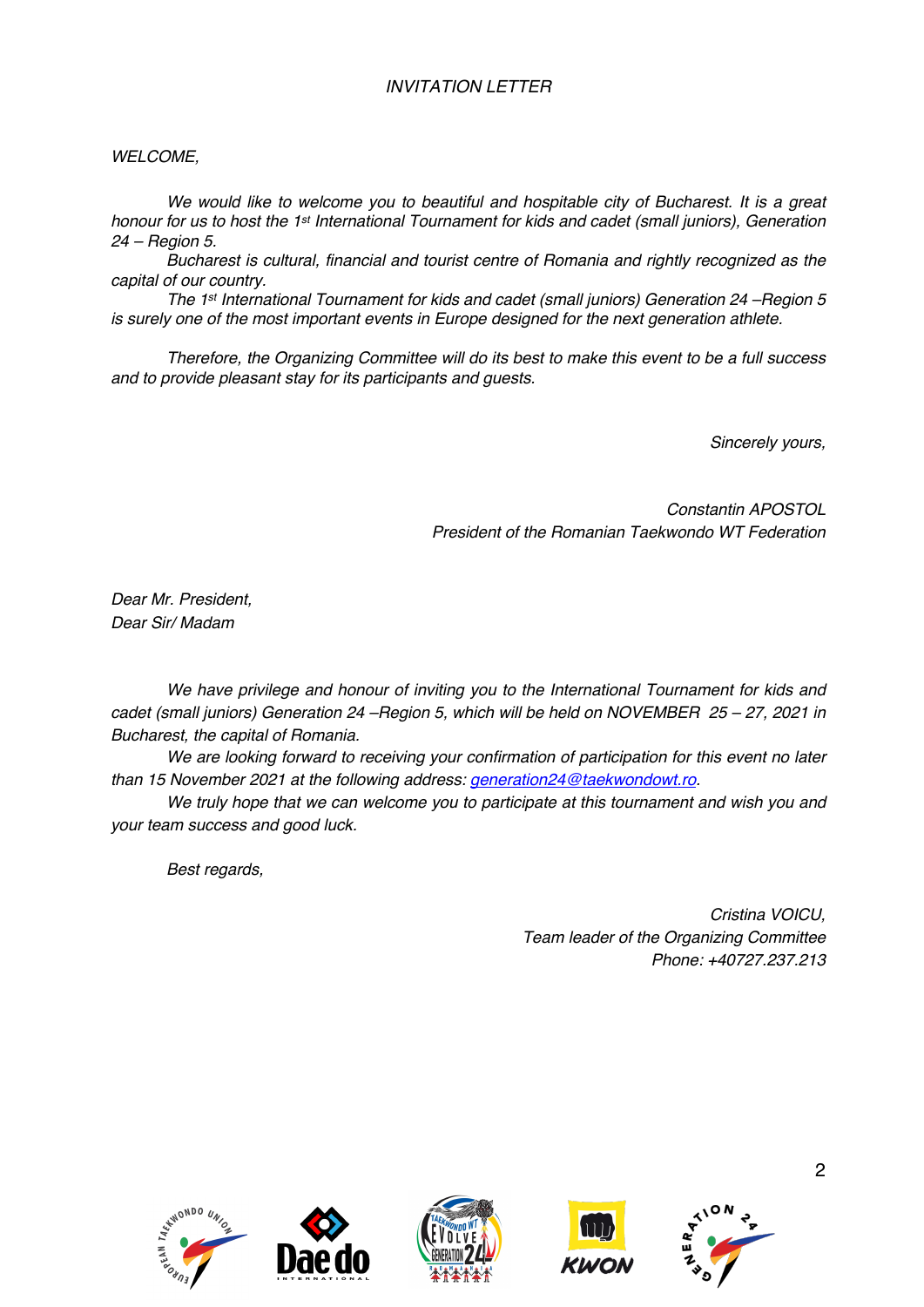*INVITATION LETTER*

*WELCOME,*

*We would like to welcome you to beautiful and hospitable city of Bucharest. It is a great honour for us to host the 1st International Tournament for kids and cadet (small juniors), Generation 24 – Region 5.*

*Bucharest is cultural, financial and tourist centre of Romania and rightly recognized as the capital of our country.*

*The 1st International Tournament for kids and cadet (small juniors) Generation 24 –Region 5 is surely one of the most important events in Europe designed for the next generation athlete.*

*Therefore, the Organizing Committee will do its best to make this event to be a full success and to provide pleasant stay for its participants and guests.*

*Sincerely yours,*

*Constantin APOSTOL*
*President of the Romanian Taekwondo WT Federation*

*Dear Mr. President,*
*Dear Sir/ Madam*

*We have privilege and honour of inviting you to the International Tournament for kids and cadet (small juniors) Generation 24 –Region 5, which will be held on NOVEMBER 25 – 27, 2021 in Bucharest, the capital of Romania.*

*We are looking forward to receiving your confirmation of participation for this event no later than 15 November 2021 at the following address: generation24@taekwondowt.ro.*

*We truly hope that we can welcome you to participate at this tournament and wish you and your team success and good luck.*

*Best regards,*

*Cristina VOICU,*
*Team leader of the Organizing Committee*
*Phone: +40727.237.213*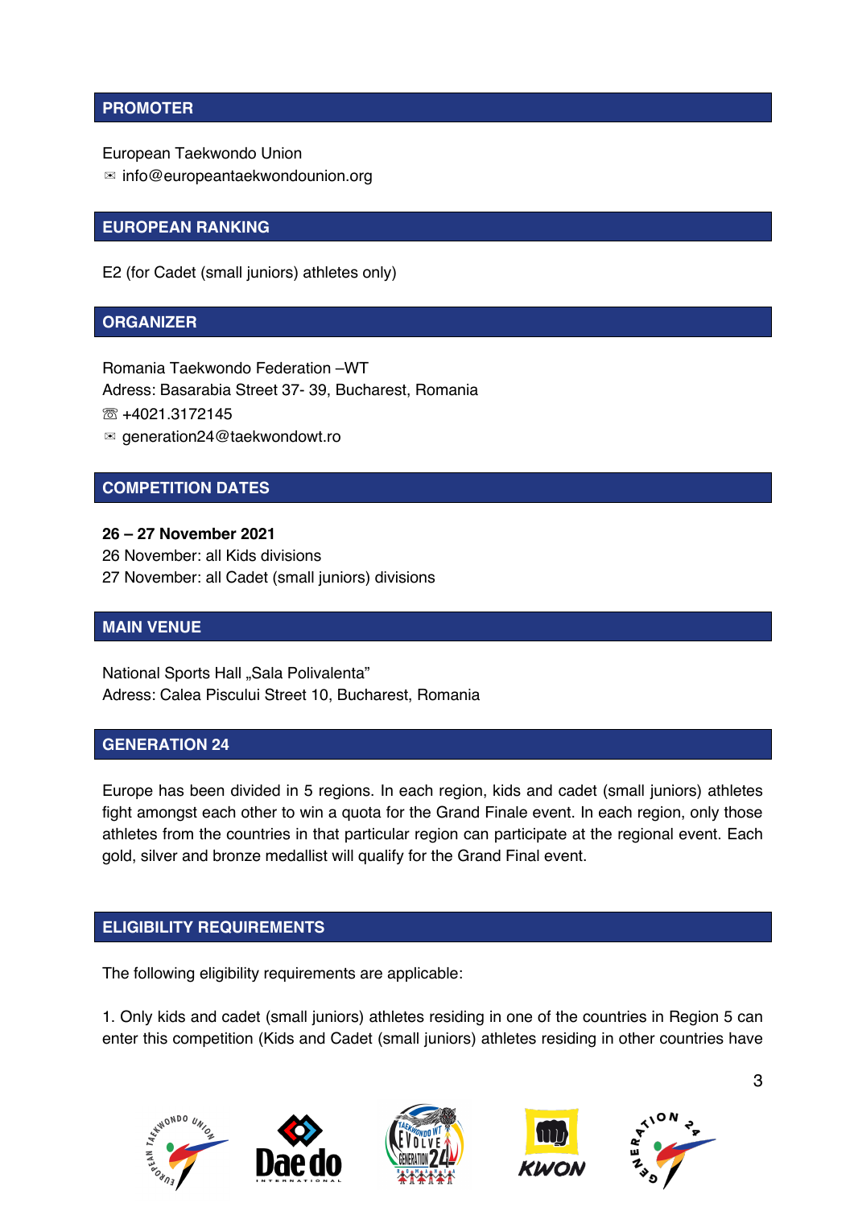## PROMOTER

European Taekwondo Union
✉ info@europeantaekwondounion.org

## EUROPEAN RANKING

E2 (for Cadet (small juniors) athletes only)

## ORGANIZER

Romania Taekwondo Federation –WT
Adress: Basarabia Street 37- 39, Bucharest, Romania
☏ +4021.3172145
✉ generation24@taekwondowt.ro

## COMPETITION DATES

**26 – 27 November 2021**
26 November: all Kids divisions
27 November: all Cadet (small juniors) divisions

## MAIN VENUE

National Sports Hall „Sala Polivalenta"
Adress: Calea Piscului Street 10, Bucharest, Romania

## GENERATION 24

Europe has been divided in 5 regions. In each region, kids and cadet (small juniors) athletes fight amongst each other to win a quota for the Grand Finale event. In each region, only those athletes from the countries in that particular region can participate at the regional event. Each gold, silver and bronze medallist will qualify for the Grand Final event.

## ELIGIBILITY REQUIREMENTS

The following eligibility requirements are applicable:

1. Only kids and cadet (small juniors) athletes residing in one of the countries in Region 5 can enter this competition (Kids and Cadet (small juniors) athletes residing in other countries have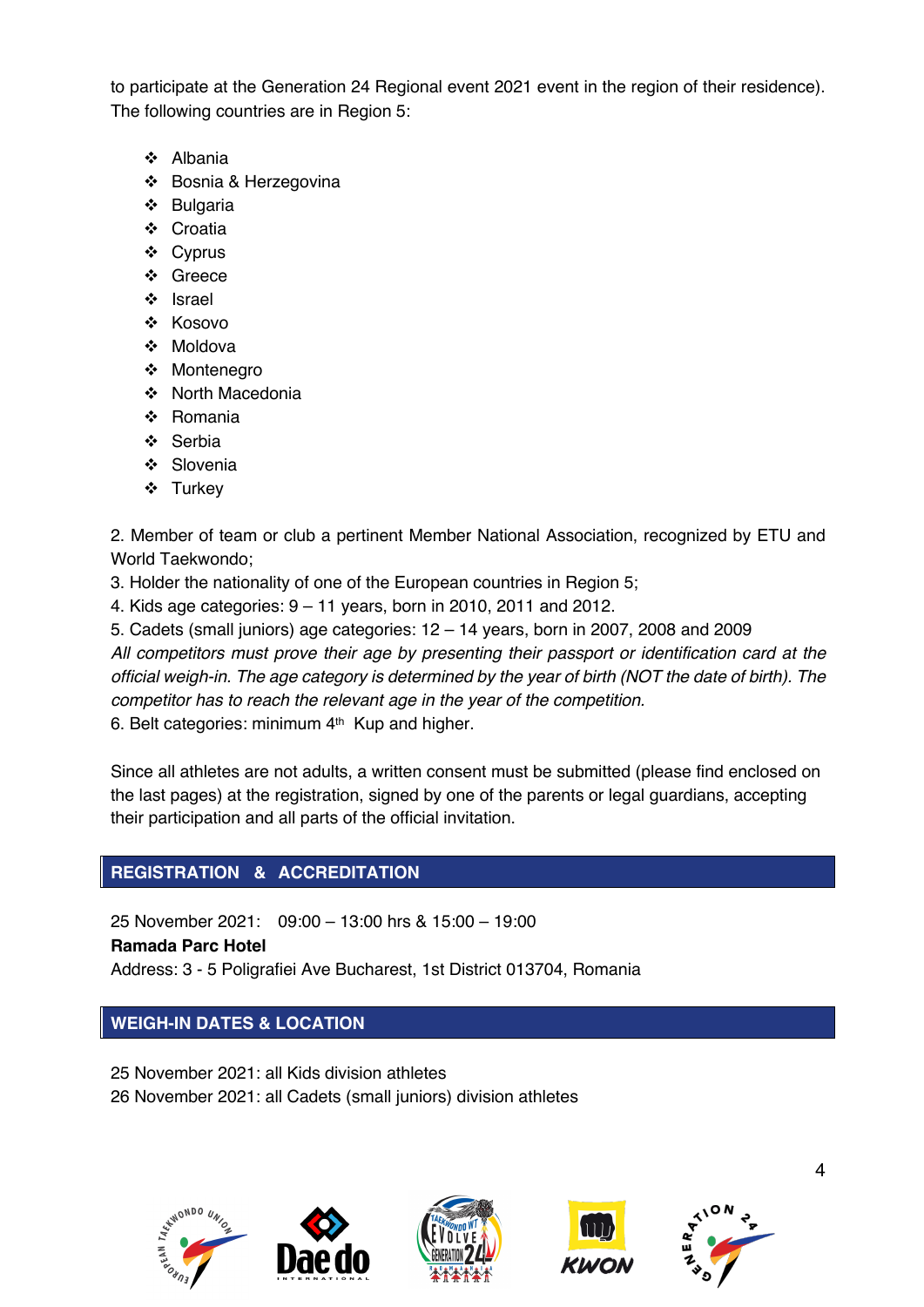to participate at the Generation 24 Regional event 2021 event in the region of their residence). The following countries are in Region 5:

- Albania
- Bosnia & Herzegovina
- Bulgaria
- Croatia
- Cyprus
- Greece
- Israel
- Kosovo
- Moldova
- Montenegro
- North Macedonia
- Romania
- Serbia
- Slovenia
- Turkey

2. Member of team or club a pertinent Member National Association, recognized by ETU and World Taekwondo;
3. Holder the nationality of one of the European countries in Region 5;
4. Kids age categories: 9 – 11 years, born in 2010, 2011 and 2012.
5. Cadets (small juniors) age categories: 12 – 14 years, born in 2007, 2008 and 2009

*All competitors must prove their age by presenting their passport or identification card at the official weigh-in. The age category is determined by the year of birth (NOT the date of birth). The competitor has to reach the relevant age in the year of the competition.*

6. Belt categories: minimum 4th Kup and higher.

Since all athletes are not adults, a written consent must be submitted (please find enclosed on the last pages) at the registration, signed by one of the parents or legal guardians, accepting their participation and all parts of the official invitation.

## REGISTRATION & ACCREDITATION

25 November 2021: 09:00 – 13:00 hrs & 15:00 – 19:00

**Ramada Parc Hotel**

Address: 3 - 5 Poligrafiei Ave Bucharest, 1st District 013704, Romania

## WEIGH-IN DATES & LOCATION

25 November 2021: all Kids division athletes

26 November 2021: all Cadets (small juniors) division athletes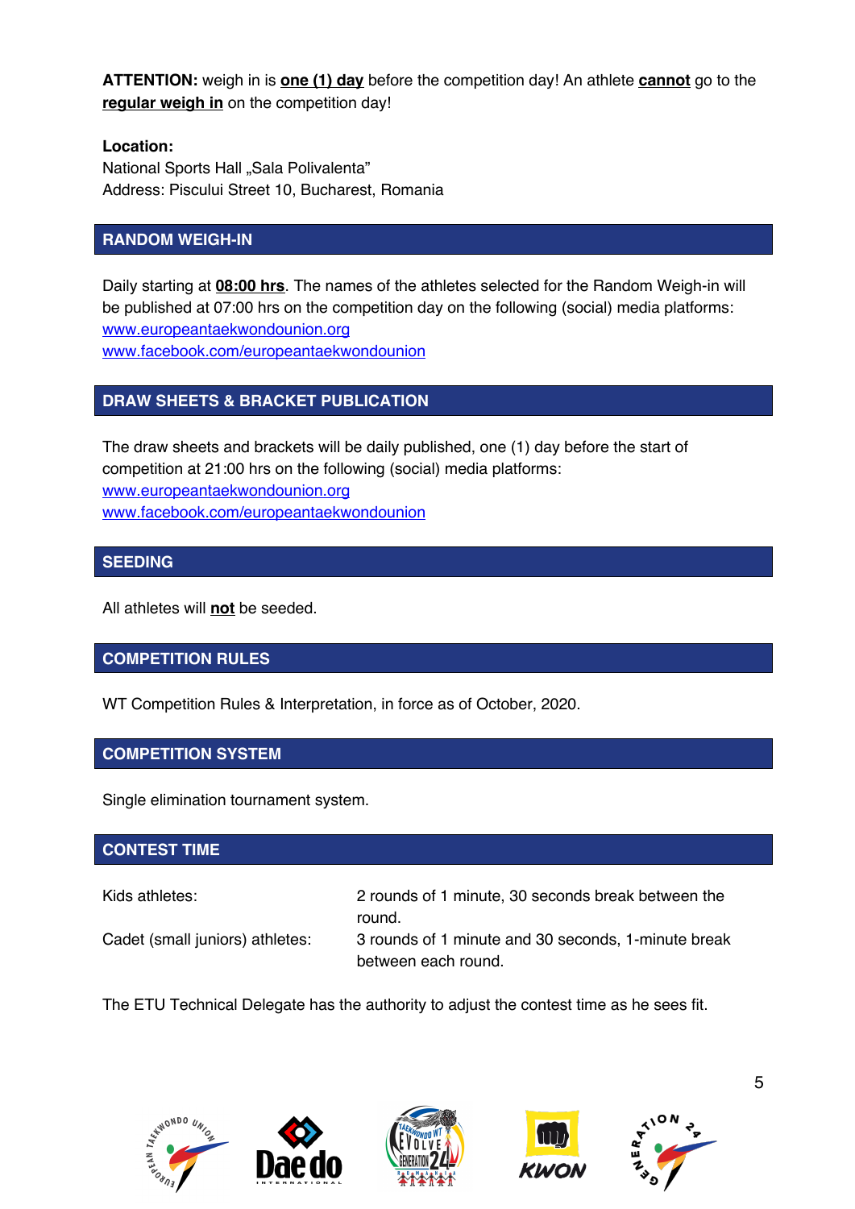**ATTENTION:** weigh in is **one (1) day** before the competition day! An athlete **cannot** go to the **regular weigh in** on the competition day!

**Location:**
National Sports Hall „Sala Polivalenta"
Address: Piscului Street 10, Bucharest, Romania

## RANDOM WEIGH-IN

Daily starting at **08:00 hrs**. The names of the athletes selected for the Random Weigh-in will be published at 07:00 hrs on the competition day on the following (social) media platforms:
www.europeantaekwondounion.org
www.facebook.com/europeantaekwondounion

## DRAW SHEETS & BRACKET PUBLICATION

The draw sheets and brackets will be daily published, one (1) day before the start of competition at 21:00 hrs on the following (social) media platforms:
www.europeantaekwondounion.org
www.facebook.com/europeantaekwondounion

## SEEDING

All athletes will **not** be seeded.

## COMPETITION RULES

WT Competition Rules & Interpretation, in force as of October, 2020.

## COMPETITION SYSTEM

Single elimination tournament system.

## CONTEST TIME

| | |
|---|---|
| Kids athletes: | 2 rounds of 1 minute, 30 seconds break between the round. |
| Cadet (small juniors) athletes: | 3 rounds of 1 minute and 30 seconds, 1-minute break between each round. |

The ETU Technical Delegate has the authority to adjust the contest time as he sees fit.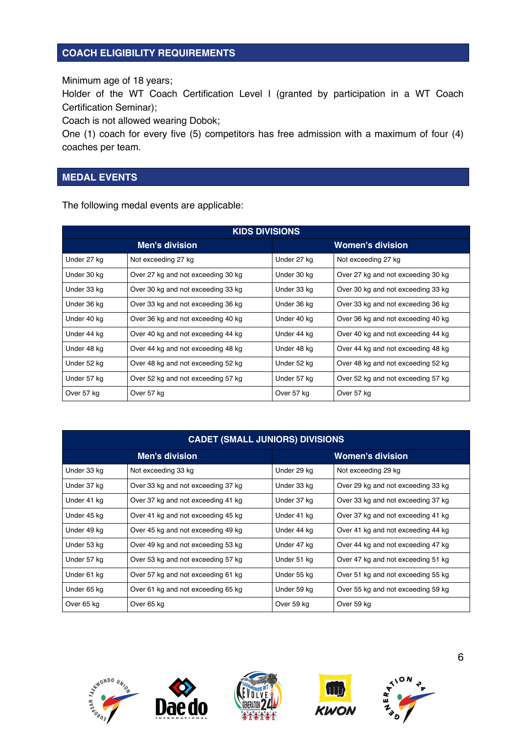## COACH ELIGIBILITY REQUIREMENTS

Minimum age of 18 years;
Holder of the WT Coach Certification Level I (granted by participation in a WT Coach Certification Seminar);
Coach is not allowed wearing Dobok;
One (1) coach for every five (5) competitors has free admission with a maximum of four (4) coaches per team.

## MEDAL EVENTS

The following medal events are applicable:

| KIDS DIVISIONS | | | |
|---|---|---|---|
| **Men's division** | | **Women's division** | |
| Under 27 kg | Not exceeding 27 kg | Under 27 kg | Not exceeding 27 kg |
| Under 30 kg | Over 27 kg and not exceeding 30 kg | Under 30 kg | Over 27 kg and not exceeding 30 kg |
| Under 33 kg | Over 30 kg and not exceeding 33 kg | Under 33 kg | Over 30 kg and not exceeding 33 kg |
| Under 36 kg | Over 33 kg and not exceeding 36 kg | Under 36 kg | Over 33 kg and not exceeding 36 kg |
| Under 40 kg | Over 36 kg and not exceeding 40 kg | Under 40 kg | Over 36 kg and not exceeding 40 kg |
| Under 44 kg | Over 40 kg and not exceeding 44 kg | Under 44 kg | Over 40 kg and not exceeding 44 kg |
| Under 48 kg | Over 44 kg and not exceeding 48 kg | Under 48 kg | Over 44 kg and not exceeding 48 kg |
| Under 52 kg | Over 48 kg and not exceeding 52 kg | Under 52 kg | Over 48 kg and not exceeding 52 kg |
| Under 57 kg | Over 52 kg and not exceeding 57 kg | Under 57 kg | Over 52 kg and not exceeding 57 kg |
| Over 57 kg | Over 57 kg | Over 57 kg | Over 57 kg |

| CADET (SMALL JUNIORS) DIVISIONS | | | |
|---|---|---|---|
| **Men's division** | | **Women's division** | |
| Under 33 kg | Not exceeding 33 kg | Under 29 kg | Not exceeding 29 kg |
| Under 37 kg | Over 33 kg and not exceeding 37 kg | Under 33 kg | Over 29 kg and not exceeding 33 kg |
| Under 41 kg | Over 37 kg and not exceeding 41 kg | Under 37 kg | Over 33 kg and not exceeding 37 kg |
| Under 45 kg | Over 41 kg and not exceeding 45 kg | Under 41 kg | Over 37 kg and not exceeding 41 kg |
| Under 49 kg | Over 45 kg and not exceeding 49 kg | Under 44 kg | Over 41 kg and not exceeding 44 kg |
| Under 53 kg | Over 49 kg and not exceeding 53 kg | Under 47 kg | Over 44 kg and not exceeding 47 kg |
| Under 57 kg | Over 53 kg and not exceeding 57 kg | Under 51 kg | Over 47 kg and not exceeding 51 kg |
| Under 61 kg | Over 57 kg and not exceeding 61 kg | Under 55 kg | Over 51 kg and not exceeding 55 kg |
| Under 65 kg | Over 61 kg and not exceeding 65 kg | Under 59 kg | Over 55 kg and not exceeding 59 kg |
| Over 65 kg | Over 65 kg | Over 59 kg | Over 59 kg |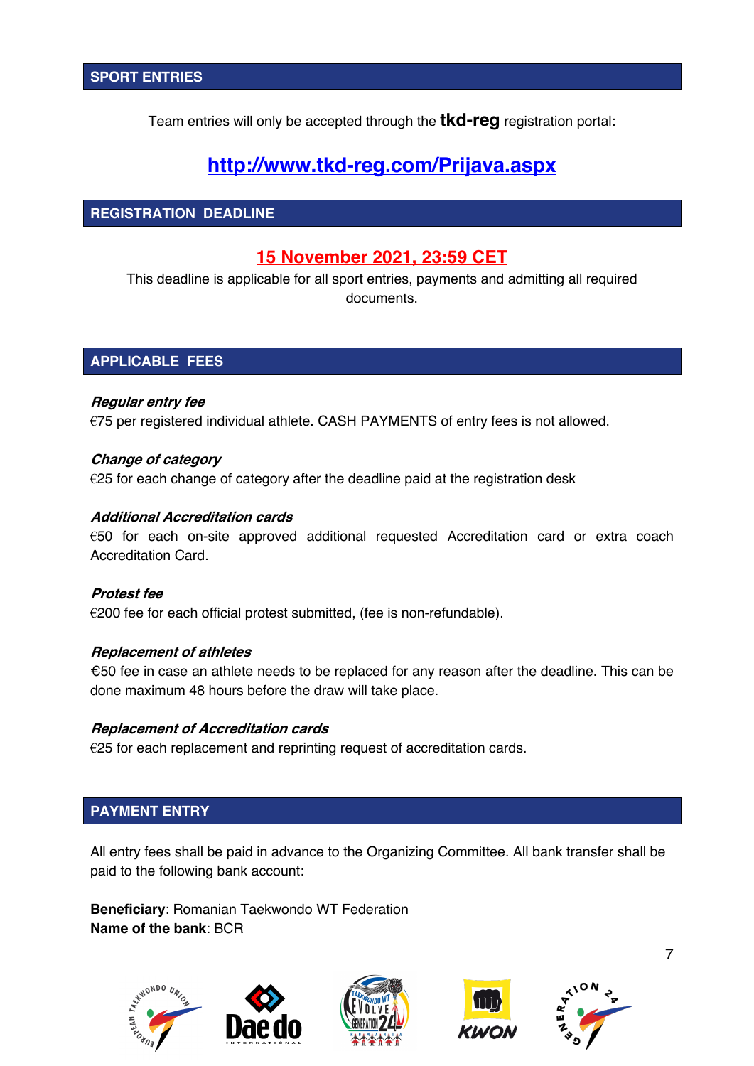## SPORT ENTRIES

Team entries will only be accepted through the **tkd-reg** registration portal:

**http://www.tkd-reg.com/Prijava.aspx**

## REGISTRATION DEADLINE

**15 November 2021, 23:59 CET**

This deadline is applicable for all sport entries, payments and admitting all required documents.

## APPLICABLE FEES

***Regular entry fee***

€75 per registered individual athlete. CASH PAYMENTS of entry fees is not allowed.

***Change of category***

€25 for each change of category after the deadline paid at the registration desk

***Additional Accreditation cards***

€50 for each on-site approved additional requested Accreditation card or extra coach Accreditation Card.

***Protest fee***

€200 fee for each official protest submitted, (fee is non-refundable).

***Replacement of athletes***

€50 fee in case an athlete needs to be replaced for any reason after the deadline. This can be done maximum 48 hours before the draw will take place.

***Replacement of Accreditation cards***

€25 for each replacement and reprinting request of accreditation cards.

## PAYMENT ENTRY

All entry fees shall be paid in advance to the Organizing Committee. All bank transfer shall be paid to the following bank account:

**Beneficiary**: Romanian Taekwondo WT Federation
**Name of the bank**: BCR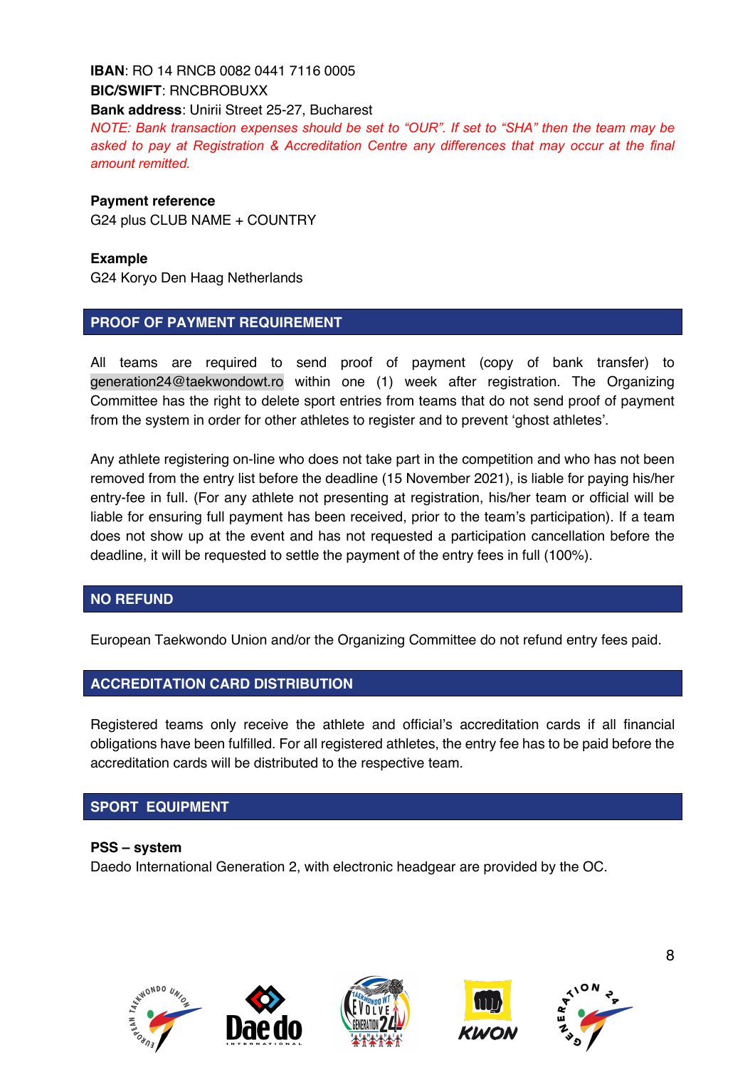**IBAN**: RO 14 RNCB 0082 0441 7116 0005
**BIC/SWIFT**: RNCBROBUXX
**Bank address**: Unirii Street 25-27, Bucharest
*NOTE: Bank transaction expenses should be set to "OUR". If set to "SHA" then the team may be asked to pay at Registration & Accreditation Centre any differences that may occur at the final amount remitted.*

**Payment reference**
G24 plus CLUB NAME + COUNTRY

**Example**
G24 Koryo Den Haag Netherlands

## PROOF OF PAYMENT REQUIREMENT

All teams are required to send proof of payment (copy of bank transfer) to generation24@taekwondowt.ro within one (1) week after registration. The Organizing Committee has the right to delete sport entries from teams that do not send proof of payment from the system in order for other athletes to register and to prevent 'ghost athletes'.

Any athlete registering on-line who does not take part in the competition and who has not been removed from the entry list before the deadline (15 November 2021), is liable for paying his/her entry-fee in full. (For any athlete not presenting at registration, his/her team or official will be liable for ensuring full payment has been received, prior to the team's participation). If a team does not show up at the event and has not requested a participation cancellation before the deadline, it will be requested to settle the payment of the entry fees in full (100%).

## NO REFUND

European Taekwondo Union and/or the Organizing Committee do not refund entry fees paid.

## ACCREDITATION CARD DISTRIBUTION

Registered teams only receive the athlete and official's accreditation cards if all financial obligations have been fulfilled. For all registered athletes, the entry fee has to be paid before the accreditation cards will be distributed to the respective team.

## SPORT EQUIPMENT

**PSS – system**
Daedo International Generation 2, with electronic headgear are provided by the OC.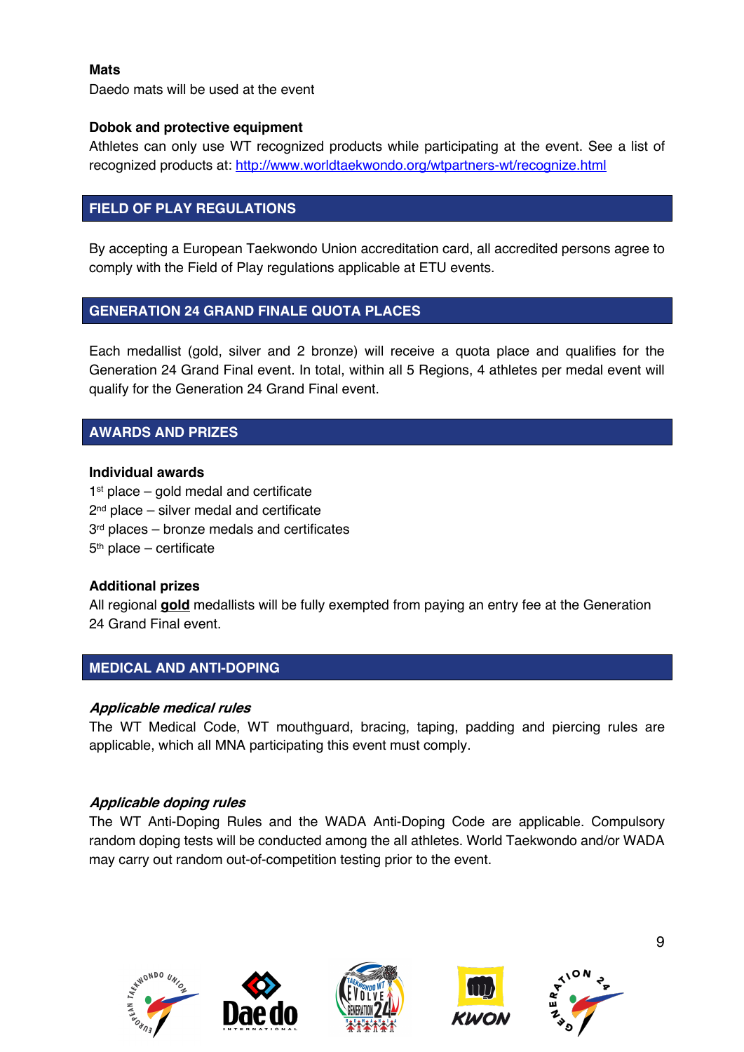**Mats**

Daedo mats will be used at the event

**Dobok and protective equipment**

Athletes can only use WT recognized products while participating at the event. See a list of recognized products at: http://www.worldtaekwondo.org/wtpartners-wt/recognize.html

## FIELD OF PLAY REGULATIONS

By accepting a European Taekwondo Union accreditation card, all accredited persons agree to comply with the Field of Play regulations applicable at ETU events.

## GENERATION 24 GRAND FINALE QUOTA PLACES

Each medallist (gold, silver and 2 bronze) will receive a quota place and qualifies for the Generation 24 Grand Final event. In total, within all 5 Regions, 4 athletes per medal event will qualify for the Generation 24 Grand Final event.

## AWARDS AND PRIZES

**Individual awards**

1st place – gold medal and certificate
2nd place – silver medal and certificate
3rd places – bronze medals and certificates
5th place – certificate

**Additional prizes**

All regional **gold** medallists will be fully exempted from paying an entry fee at the Generation 24 Grand Final event.

## MEDICAL AND ANTI-DOPING

***Applicable medical rules***

The WT Medical Code, WT mouthguard, bracing, taping, padding and piercing rules are applicable, which all MNA participating this event must comply.

***Applicable doping rules***

The WT Anti-Doping Rules and the WADA Anti-Doping Code are applicable. Compulsory random doping tests will be conducted among the all athletes. World Taekwondo and/or WADA may carry out random out-of-competition testing prior to the event.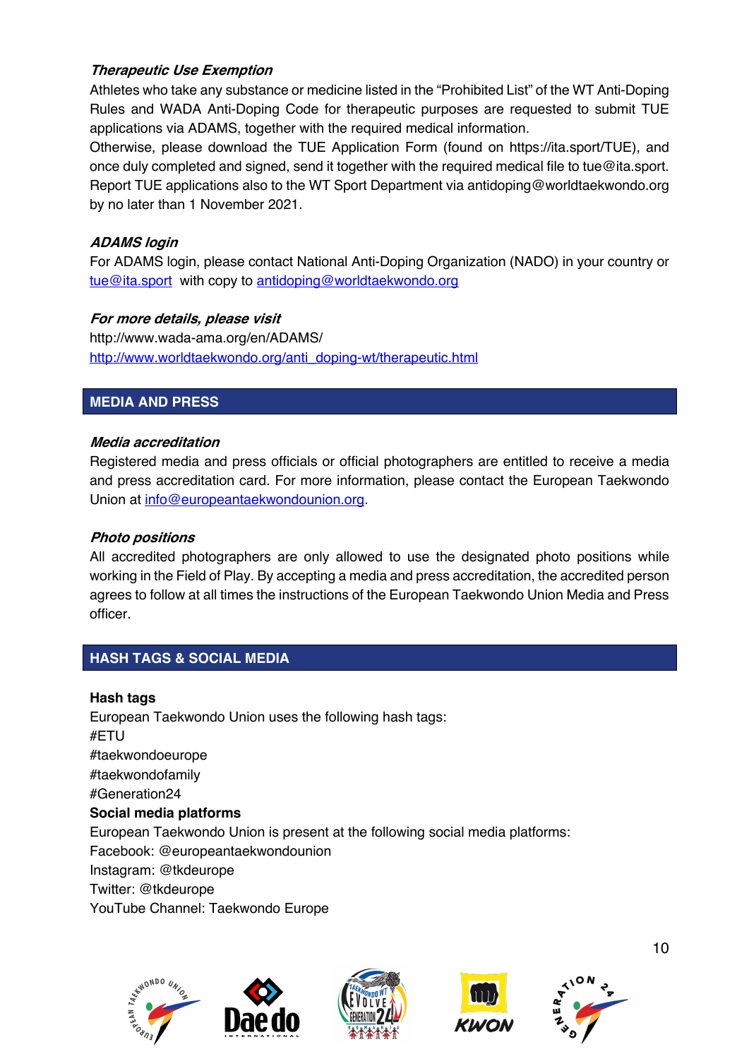***Therapeutic Use Exemption***

Athletes who take any substance or medicine listed in the "Prohibited List" of the WT Anti-Doping Rules and WADA Anti-Doping Code for therapeutic purposes are requested to submit TUE applications via ADAMS, together with the required medical information.

Otherwise, please download the TUE Application Form (found on https://ita.sport/TUE), and once duly completed and signed, send it together with the required medical file to tue@ita.sport. Report TUE applications also to the WT Sport Department via antidoping@worldtaekwondo.org by no later than 1 November 2021.

***ADAMS login***

For ADAMS login, please contact National Anti-Doping Organization (NADO) in your country or tue@ita.sport with copy to antidoping@worldtaekwondo.org

***For more details, please visit***

http://www.wada-ama.org/en/ADAMS/
http://www.worldtaekwondo.org/anti_doping-wt/therapeutic.html

## MEDIA AND PRESS

***Media accreditation***

Registered media and press officials or official photographers are entitled to receive a media and press accreditation card. For more information, please contact the European Taekwondo Union at info@europeantaekwondounion.org.

***Photo positions***

All accredited photographers are only allowed to use the designated photo positions while working in the Field of Play. By accepting a media and press accreditation, the accredited person agrees to follow at all times the instructions of the European Taekwondo Union Media and Press officer.

## HASH TAGS & SOCIAL MEDIA

**Hash tags**

European Taekwondo Union uses the following hash tags:
#ETU
#taekwondoeurope
#taekwondofamily
#Generation24

**Social media platforms**

European Taekwondo Union is present at the following social media platforms:
Facebook: @europeantaekwondounion
Instagram: @tkdeurope
Twitter: @tkdeurope
YouTube Channel: Taekwondo Europe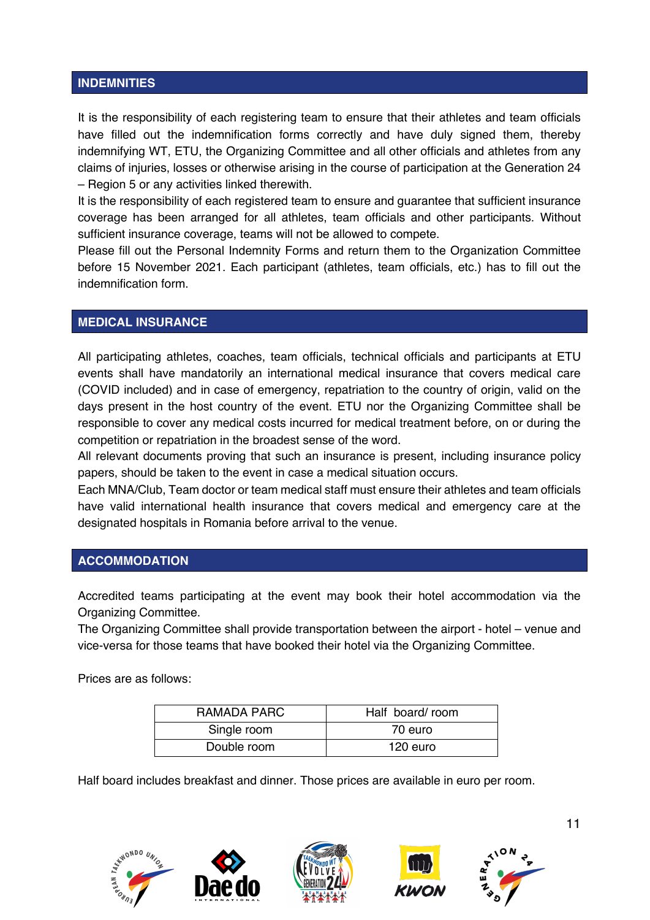## INDEMNITIES

It is the responsibility of each registering team to ensure that their athletes and team officials have filled out the indemnification forms correctly and have duly signed them, thereby indemnifying WT, ETU, the Organizing Committee and all other officials and athletes from any claims of injuries, losses or otherwise arising in the course of participation at the Generation 24 – Region 5 or any activities linked therewith.
It is the responsibility of each registered team to ensure and guarantee that sufficient insurance coverage has been arranged for all athletes, team officials and other participants. Without sufficient insurance coverage, teams will not be allowed to compete.
Please fill out the Personal Indemnity Forms and return them to the Organization Committee before 15 November 2021. Each participant (athletes, team officials, etc.) has to fill out the indemnification form.

## MEDICAL INSURANCE

All participating athletes, coaches, team officials, technical officials and participants at ETU events shall have mandatorily an international medical insurance that covers medical care (COVID included) and in case of emergency, repatriation to the country of origin, valid on the days present in the host country of the event. ETU nor the Organizing Committee shall be responsible to cover any medical costs incurred for medical treatment before, on or during the competition or repatriation in the broadest sense of the word.
All relevant documents proving that such an insurance is present, including insurance policy papers, should be taken to the event in case a medical situation occurs.
Each MNA/Club, Team doctor or team medical staff must ensure their athletes and team officials have valid international health insurance that covers medical and emergency care at the designated hospitals in Romania before arrival to the venue.

## ACCOMMODATION

Accredited teams participating at the event may book their hotel accommodation via the Organizing Committee.
The Organizing Committee shall provide transportation between the airport - hotel – venue and vice-versa for those teams that have booked their hotel via the Organizing Committee.

Prices are as follows:

| RAMADA PARC | Half board/ room |
|---|---|
| Single room | 70 euro |
| Double room | 120 euro |

Half board includes breakfast and dinner. Those prices are available in euro per room.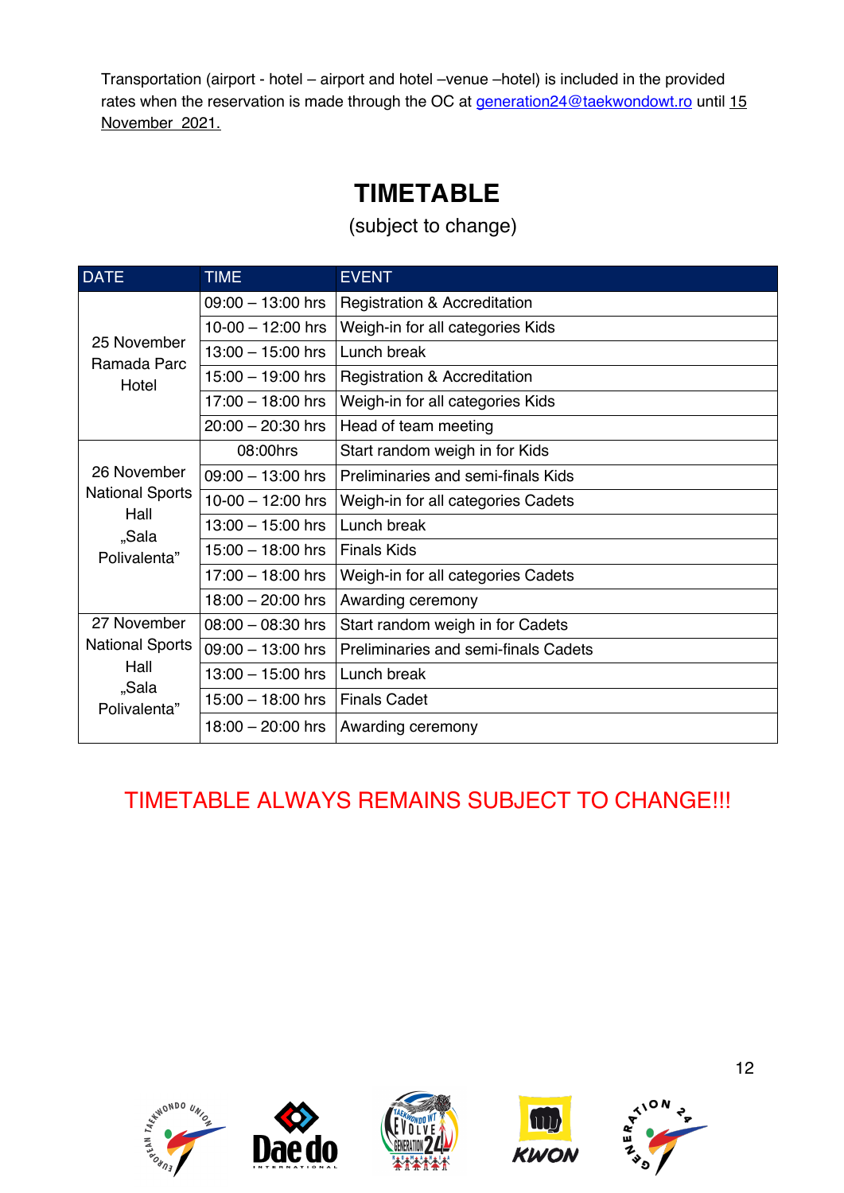Transportation (airport - hotel – airport and hotel –venue –hotel) is included in the provided rates when the reservation is made through the OC at generation24@taekwondowt.ro until 15 November 2021.

# TIMETABLE

(subject to change)

| DATE | TIME | EVENT |
|---|---|---|
| 25 November Ramada Parc Hotel | 09:00 – 13:00 hrs | Registration & Accreditation |
| | 10-00 – 12:00 hrs | Weigh-in for all categories Kids |
| | 13:00 – 15:00 hrs | Lunch break |
| | 15:00 – 19:00 hrs | Registration & Accreditation |
| | 17:00 – 18:00 hrs | Weigh-in for all categories Kids |
| | 20:00 – 20:30 hrs | Head of team meeting |
| 26 November National Sports Hall „Sala Polivalenta" | 08:00hrs | Start random weigh in for Kids |
| | 09:00 – 13:00 hrs | Preliminaries and semi-finals Kids |
| | 10-00 – 12:00 hrs | Weigh-in for all categories Cadets |
| | 13:00 – 15:00 hrs | Lunch break |
| | 15:00 – 18:00 hrs | Finals Kids |
| | 17:00 – 18:00 hrs | Weigh-in for all categories Cadets |
| | 18:00 – 20:00 hrs | Awarding ceremony |
| 27 November National Sports Hall „Sala Polivalenta" | 08:00 – 08:30 hrs | Start random weigh in for Cadets |
| | 09:00 – 13:00 hrs | Preliminaries and semi-finals Cadets |
| | 13:00 – 15:00 hrs | Lunch break |
| | 15:00 – 18:00 hrs | Finals Cadet |
| | 18:00 – 20:00 hrs | Awarding ceremony |

TIMETABLE ALWAYS REMAINS SUBJECT TO CHANGE!!!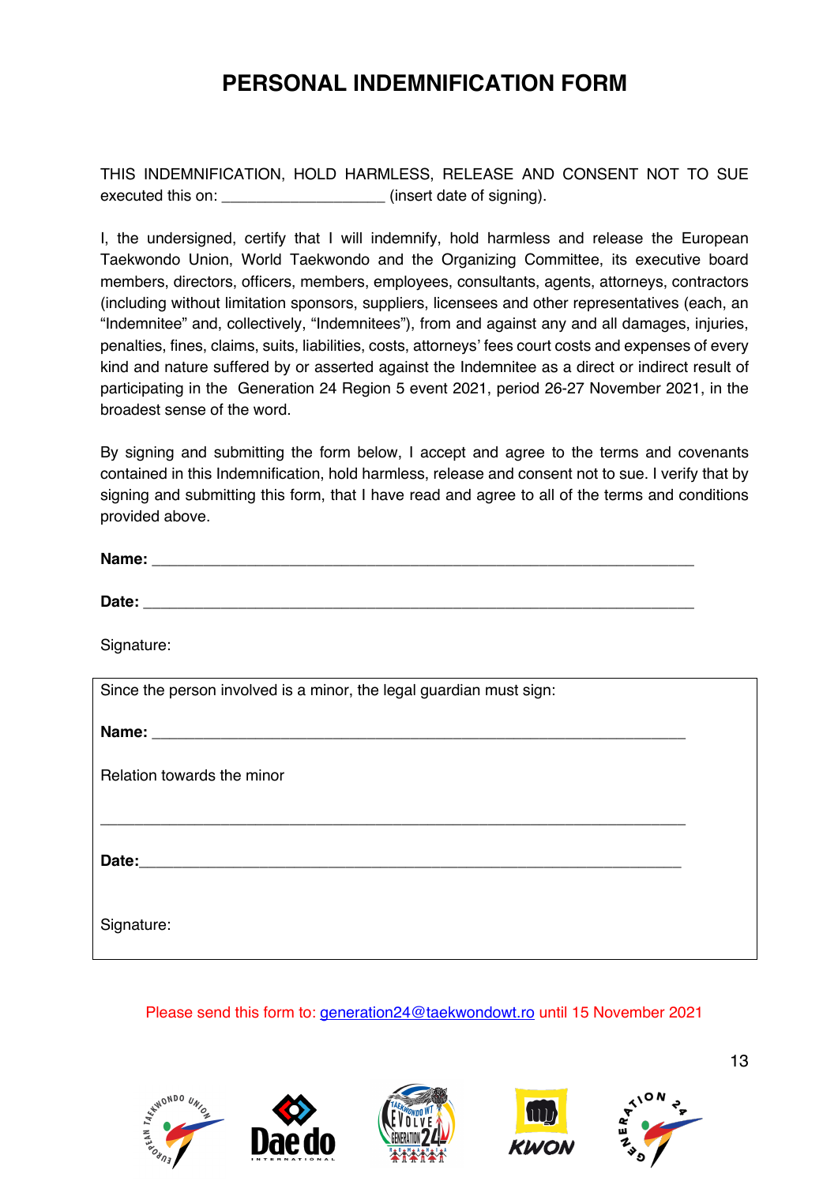# PERSONAL INDEMNIFICATION FORM

THIS INDEMNIFICATION, HOLD HARMLESS, RELEASE AND CONSENT NOT TO SUE executed this on: ___________________ (insert date of signing).

I, the undersigned, certify that I will indemnify, hold harmless and release the European Taekwondo Union, World Taekwondo and the Organizing Committee, its executive board members, directors, officers, members, employees, consultants, agents, attorneys, contractors (including without limitation sponsors, suppliers, licensees and other representatives (each, an "Indemnitee" and, collectively, "Indemnitees"), from and against any and all damages, injuries, penalties, fines, claims, suits, liabilities, costs, attorneys' fees court costs and expenses of every kind and nature suffered by or asserted against the Indemnitee as a direct or indirect result of participating in the Generation 24 Region 5 event 2021, period 26-27 November 2021, in the broadest sense of the word.

By signing and submitting the form below, I accept and agree to the terms and covenants contained in this Indemnification, hold harmless, release and consent not to sue. I verify that by signing and submitting this form, that I have read and agree to all of the terms and conditions provided above.

**Name:** _______________________________________________

**Date:** _______________________________________________

Signature:

| Since the person involved is a minor, the legal guardian must sign: |
|---|
| **Name:** _______________________________________________ |
| Relation towards the minor |
| _______________________________________________ |
| **Date:** _______________________________________________ |
| Signature: |

Please send this form to: generation24@taekwondowt.ro until 15 November 2021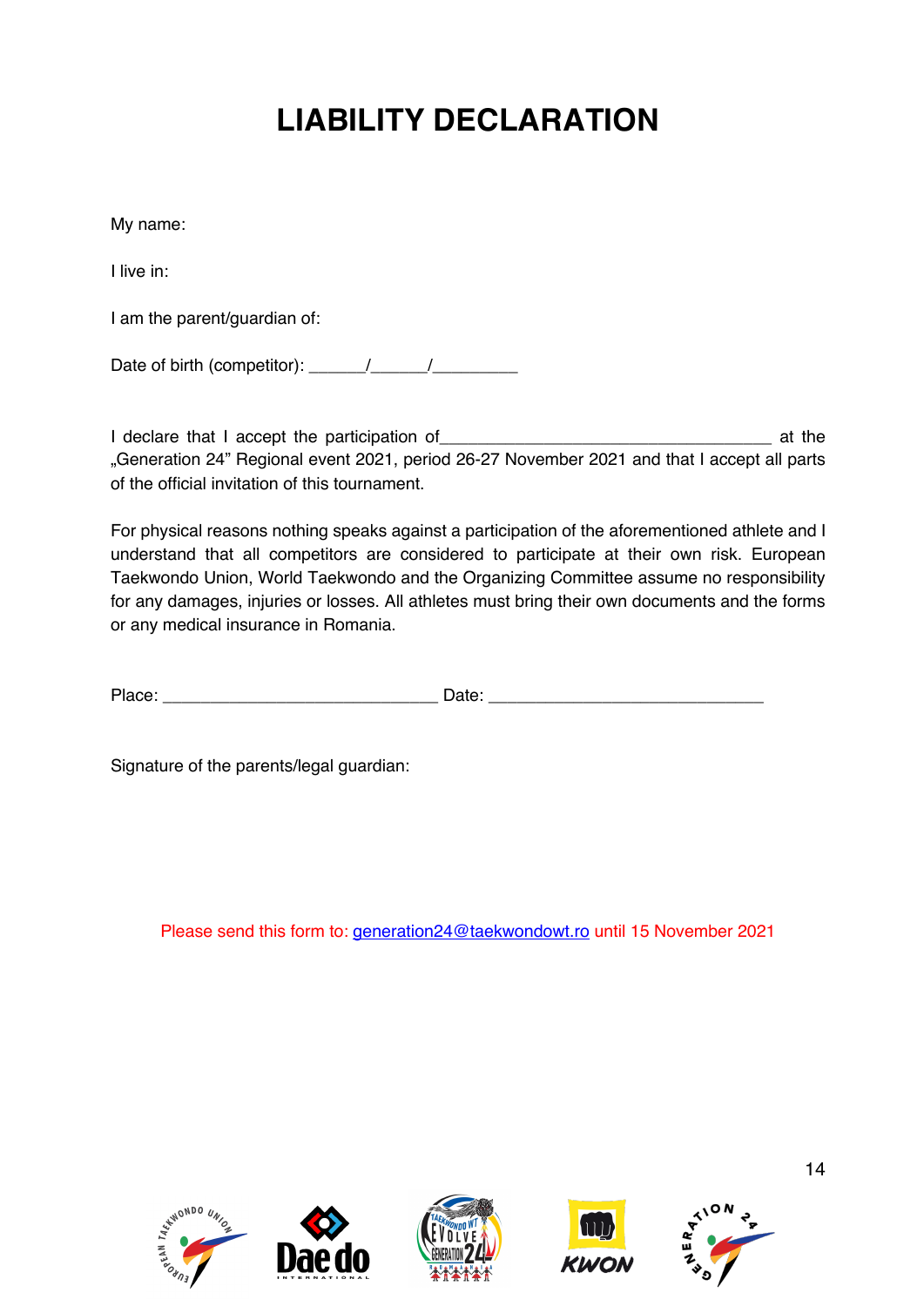# LIABILITY DECLARATION

My name:

I live in:

I am the parent/guardian of:

Date of birth (competitor): ______/______/_________

I declare that I accept the participation of___________________________________ at the „Generation 24" Regional event 2021, period 26-27 November 2021 and that I accept all parts of the official invitation of this tournament.

For physical reasons nothing speaks against a participation of the aforementioned athlete and I understand that all competitors are considered to participate at their own risk. European Taekwondo Union, World Taekwondo and the Organizing Committee assume no responsibility for any damages, injuries or losses. All athletes must bring their own documents and the forms or any medical insurance in Romania.

Place: _____________________________ Date: _____________________________

Signature of the parents/legal guardian:

Please send this form to: generation24@taekwondowt.ro until 15 November 2021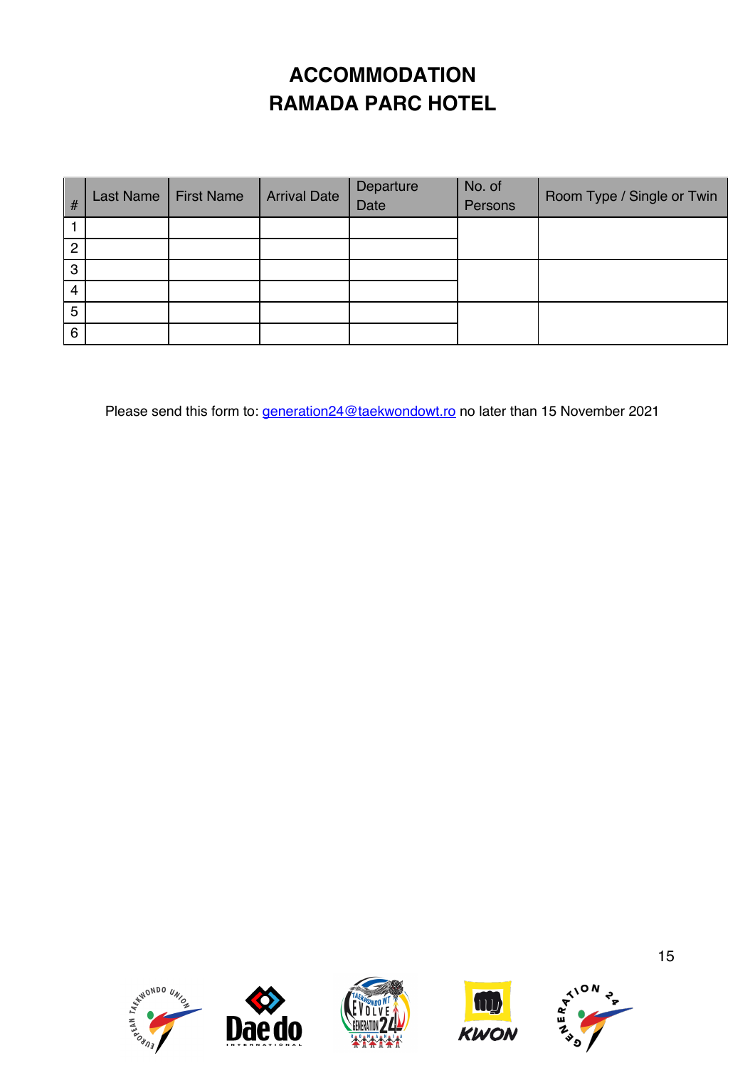# ACCOMMODATION
# RAMADA PARC HOTEL

| # | Last Name | First Name | Arrival Date | Departure Date | No. of Persons | Room Type / Single or Twin |
|---|---|---|---|---|---|---|
| 1 | | | | | | |
| 2 | | | | | | |
| 3 | | | | | | |
| 4 | | | | | | |
| 5 | | | | | | |
| 6 | | | | | | |

Please send this form to: generation24@taekwondowt.ro no later than 15 November 2021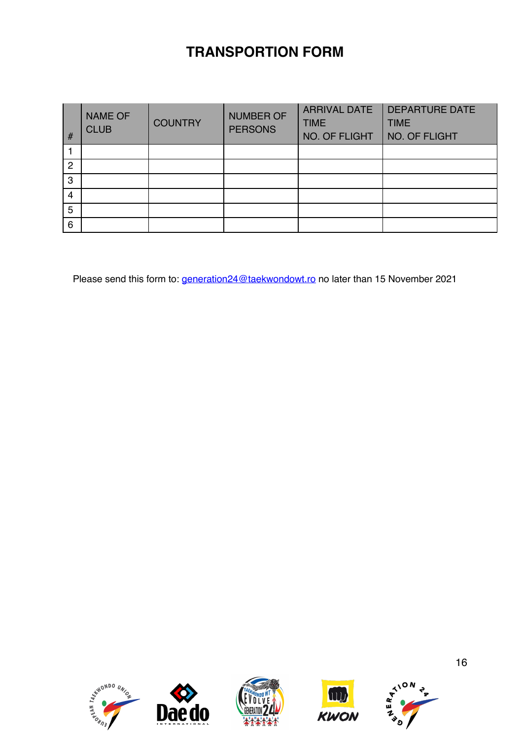# TRANSPORTION FORM

| # | NAME OF CLUB | COUNTRY | NUMBER OF PERSONS | ARRIVAL DATE TIME NO. OF FLIGHT | DEPARTURE DATE TIME NO. OF FLIGHT |
|---|---|---|---|---|---|
| 1 | | | | | |
| 2 | | | | | |
| 3 | | | | | |
| 4 | | | | | |
| 5 | | | | | |
| 6 | | | | | |

Please send this form to: generation24@taekwondowt.ro no later than 15 November 2021